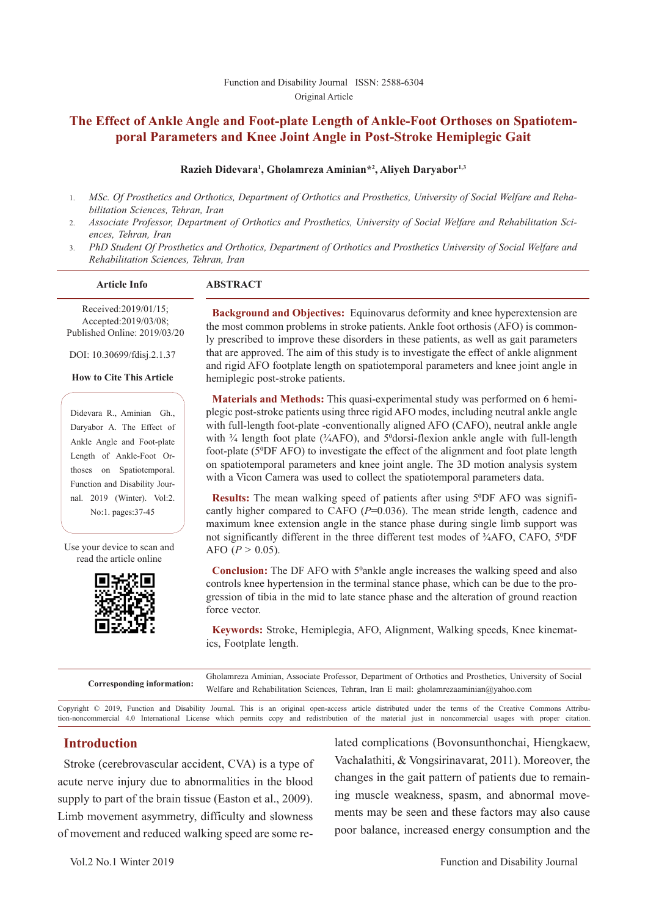Function and Disability Journal ISSN: 2588-6304

Original Article

# The Effect of Ankle Angle and Foot-plate Length of Ankle-Foot Orthoses on Spatiotemporal Parameters and Knee Joint Angle in Post-Stroke Hemiplegic Gait

**Razieh Didevara[1], Gholamreza Aminian*[2], Aliyeh Daryabor[1,3]**

1. *MSc. Of Prosthetics and Orthotics, Department of Orthotics and Prosthetics, University of Social Welfare and Rehabilitation Sciences, Tehran, Iran*
2. *Associate Professor, Department of Orthotics and Prosthetics, University of Social Welfare and Rehabilitation Sciences, Tehran, Iran*
3. *PhD Student Of Prosthetics and Orthotics, Department of Orthotics and Prosthetics University of Social Welfare and Rehabilitation Sciences, Tehran, Iran*

**Article Info**

Received:2019/01/15;
Accepted:2019/03/08;
Published Online: 2019/03/20

DOI: 10.30699/fdisj.2.1.37

**How to Cite This Article**

Didevara R., Aminian Gh., Daryabor A. The Effect of Ankle Angle and Foot-plate Length of Ankle-Foot Orthoses on Spatiotemporal. Function and Disability Journal. 2019 (Winter). Vol:2. No:1. pages:37-45

Use your device to scan and read the article online

## ABSTRACT

**Background and Objectives:** Equinovarus deformity and knee hyperextension are the most common problems in stroke patients. Ankle foot orthosis (AFO) is commonly prescribed to improve these disorders in these patients, as well as gait parameters that are approved. The aim of this study is to investigate the effect of ankle alignment and rigid AFO footplate length on spatiotemporal parameters and knee joint angle in hemiplegic post-stroke patients.

**Materials and Methods:** This quasi-experimental study was performed on 6 hemiplegic post-stroke patients using three rigid AFO modes, including neutral ankle angle with full-length foot-plate -conventionally aligned AFO (CAFO), neutral ankle angle with ¾ length foot plate (¾AFO), and 5$^{0}$dorsi-flexion ankle angle with full-length foot-plate (5$^{0}$DF AFO) to investigate the effect of the alignment and foot plate length on spatiotemporal parameters and knee joint angle. The 3D motion analysis system with a Vicon Camera was used to collect the spatiotemporal parameters data.

**Results:** The mean walking speed of patients after using 5$^{0}$DF AFO was significantly higher compared to CAFO ($P$=0.036). The mean stride length, cadence and maximum knee extension angle in the stance phase during single limb support was not significantly different in the three different test modes of ¾AFO, CAFO, 5$^{0}$DF AFO ($P$ > 0.05).

**Conclusion:** The DF AFO with 5$^{0}$ankle angle increases the walking speed and also controls knee hypertension in the terminal stance phase, which can be due to the progression of tibia in the mid to late stance phase and the alteration of ground reaction force vector.

**Keywords:** Stroke, Hemiplegia, AFO, Alignment, Walking speeds, Knee kinematics, Footplate length.

**Corresponding information:** Gholamreza Aminian, Associate Professor, Department of Orthotics and Prosthetics, University of Social Welfare and Rehabilitation Sciences, Tehran, Iran E mail: gholamrezaaminian@yahoo.com

Copyright © 2019, Function and Disability Journal. This is an original open-access article distributed under the terms of the Creative Commons Attribution-noncommercial 4.0 International License which permits copy and redistribution of the material just in noncommercial usages with proper citation.

## Introduction

Stroke (cerebrovascular accident, CVA) is a type of acute nerve injury due to abnormalities in the blood supply to part of the brain tissue (Easton et al., 2009). Limb movement asymmetry, difficulty and slowness of movement and reduced walking speed are some related complications (Bovonsunthonchai, Hiengkaew, Vachalathiti, & Vongsirinavarat, 2011). Moreover, the changes in the gait pattern of patients due to remaining muscle weakness, spasm, and abnormal movements may be seen and these factors may also cause poor balance, increased energy consumption and the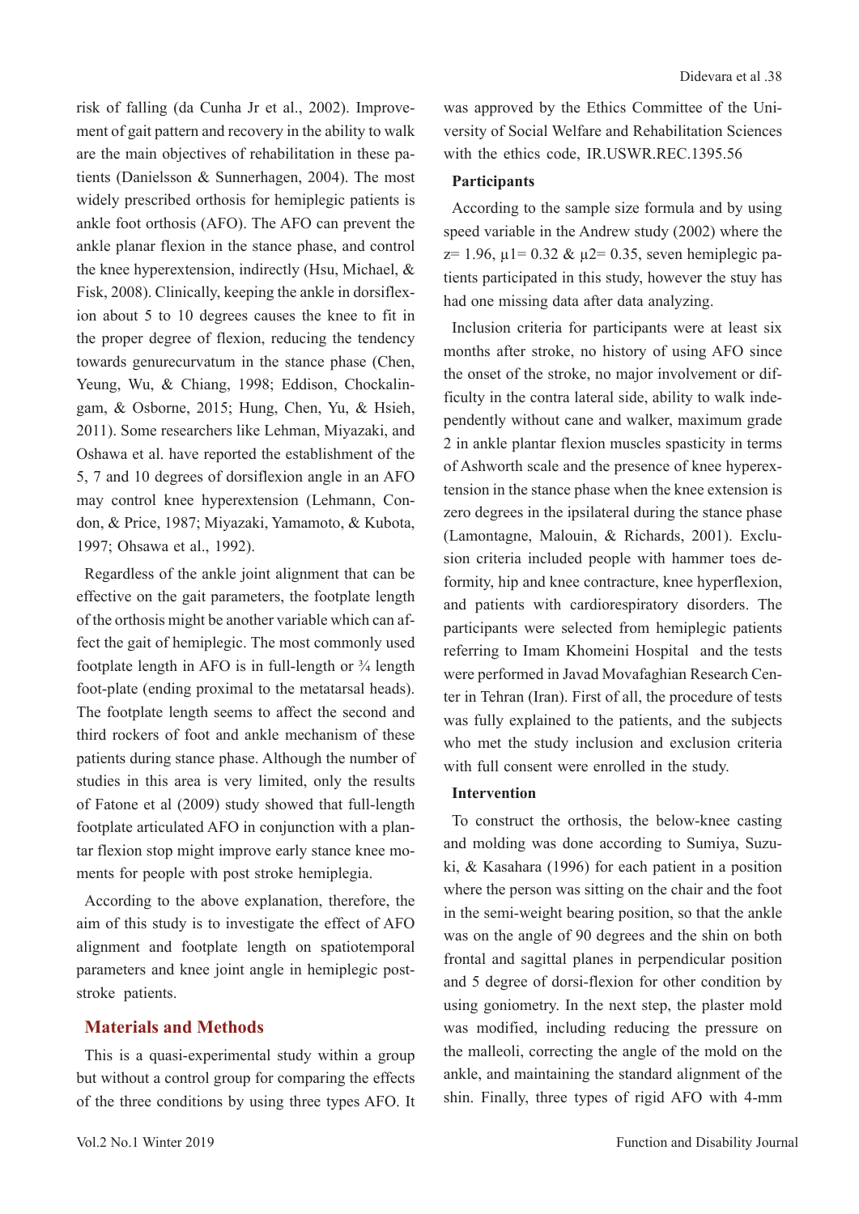risk of falling (da Cunha Jr et al., 2002). Improvement of gait pattern and recovery in the ability to walk are the main objectives of rehabilitation in these patients (Danielsson & Sunnerhagen, 2004). The most widely prescribed orthosis for hemiplegic patients is ankle foot orthosis (AFO). The AFO can prevent the ankle planar flexion in the stance phase, and control the knee hyperextension, indirectly (Hsu, Michael, & Fisk, 2008). Clinically, keeping the ankle in dorsiflexion about 5 to 10 degrees causes the knee to fit in the proper degree of flexion, reducing the tendency towards genurecurvatum in the stance phase (Chen, Yeung, Wu, & Chiang, 1998; Eddison, Chockalingam, & Osborne, 2015; Hung, Chen, Yu, & Hsieh, 2011). Some researchers like Lehman, Miyazaki, and Oshawa et al. have reported the establishment of the 5, 7 and 10 degrees of dorsiflexion angle in an AFO may control knee hyperextension (Lehmann, Condon, & Price, 1987; Miyazaki, Yamamoto, & Kubota, 1997; Ohsawa et al., 1992).

Regardless of the ankle joint alignment that can be effective on the gait parameters, the footplate length of the orthosis might be another variable which can affect the gait of hemiplegic. The most commonly used footplate length in AFO is in full-length or ¾ length foot-plate (ending proximal to the metatarsal heads). The footplate length seems to affect the second and third rockers of foot and ankle mechanism of these patients during stance phase. Although the number of studies in this area is very limited, only the results of Fatone et al (2009) study showed that full-length footplate articulated AFO in conjunction with a plantar flexion stop might improve early stance knee moments for people with post stroke hemiplegia.

According to the above explanation, therefore, the aim of this study is to investigate the effect of AFO alignment and footplate length on spatiotemporal parameters and knee joint angle in hemiplegic post-stroke patients.

## Materials and Methods

This is a quasi-experimental study within a group but without a control group for comparing the effects of the three conditions by using three types AFO. It was approved by the Ethics Committee of the University of Social Welfare and Rehabilitation Sciences with the ethics code, IR.USWR.REC.1395.56

### Participants

According to the sample size formula and by using speed variable in the Andrew study (2002) where the z= 1.96, $\mu 1= 0.32$ & $\mu 2= 0.35$, seven hemiplegic patients participated in this study, however the stuy has had one missing data after data analyzing.

Inclusion criteria for participants were at least six months after stroke, no history of using AFO since the onset of the stroke, no major involvement or difficulty in the contra lateral side, ability to walk independently without cane and walker, maximum grade 2 in ankle plantar flexion muscles spasticity in terms of Ashworth scale and the presence of knee hyperextension in the stance phase when the knee extension is zero degrees in the ipsilateral during the stance phase (Lamontagne, Malouin, & Richards, 2001). Exclusion criteria included people with hammer toes deformity, hip and knee contracture, knee hyperflexion, and patients with cardiorespiratory disorders. The participants were selected from hemiplegic patients referring to Imam Khomeini Hospital and the tests were performed in Javad Movafaghian Research Center in Tehran (Iran). First of all, the procedure of tests was fully explained to the patients, and the subjects who met the study inclusion and exclusion criteria with full consent were enrolled in the study.

### Intervention

To construct the orthosis, the below-knee casting and molding was done according to Sumiya, Suzuki, & Kasahara (1996) for each patient in a position where the person was sitting on the chair and the foot in the semi-weight bearing position, so that the ankle was on the angle of 90 degrees and the shin on both frontal and sagittal planes in perpendicular position and 5 degree of dorsi-flexion for other condition by using goniometry. In the next step, the plaster mold was modified, including reducing the pressure on the malleoli, correcting the angle of the mold on the ankle, and maintaining the standard alignment of the shin. Finally, three types of rigid AFO with 4-mm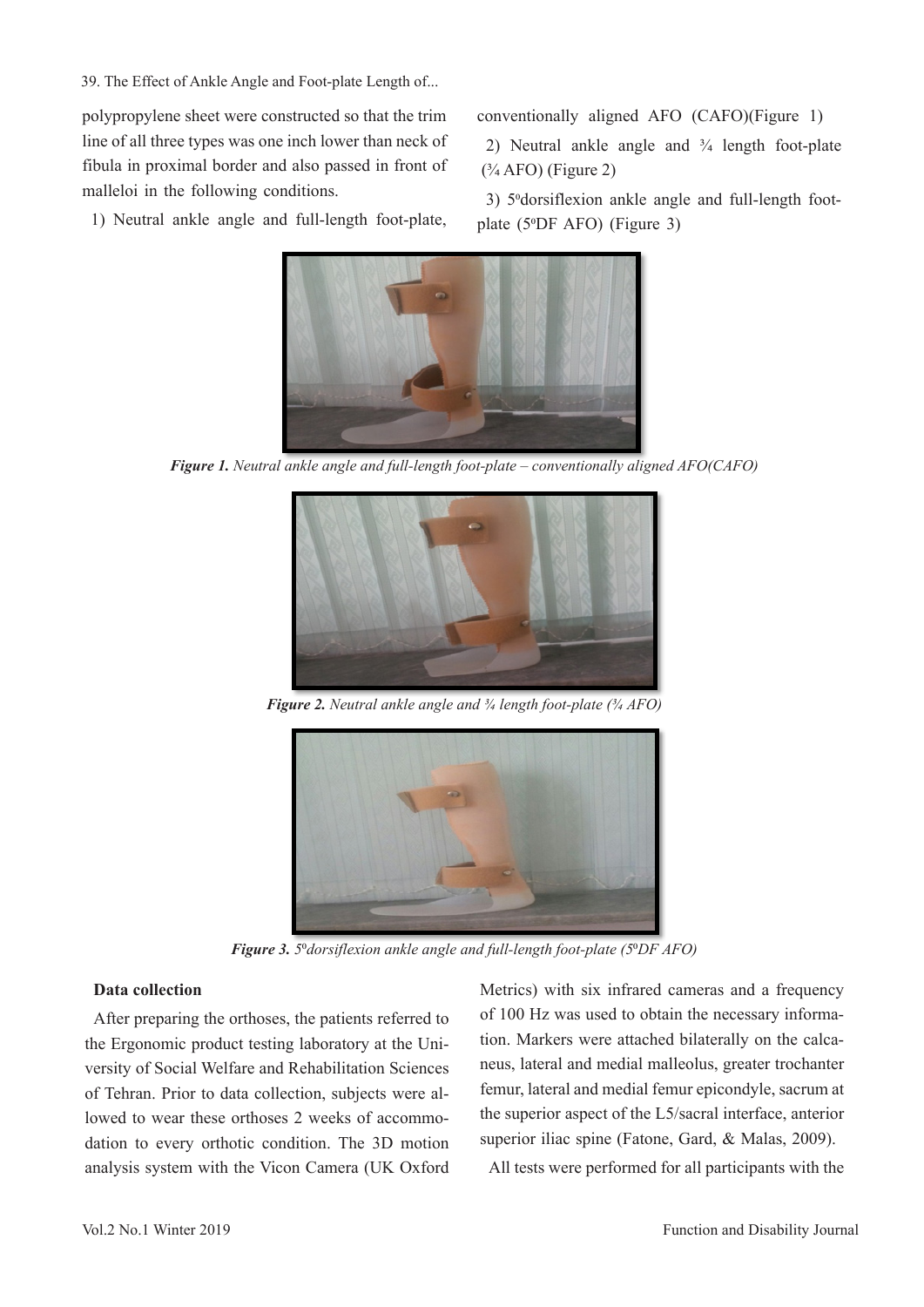polypropylene sheet were constructed so that the trim line of all three types was one inch lower than neck of fibula in proximal border and also passed in front of malleoli in the following conditions.

1) Neutral ankle angle and full-length foot-plate, conventionally aligned AFO (CAFO)(Figure 1)

2) Neutral ankle angle and ¾ length foot-plate (¾ AFO) (Figure 2)

3) 5°dorsiflexion ankle angle and full-length foot-plate (5°DF AFO) (Figure 3)

***Figure 1.*** *Neutral ankle angle and full-length foot-plate – conventionally aligned AFO(CAFO)*

***Figure 2.*** *Neutral ankle angle and ¾ length foot-plate (¾ AFO)*

***Figure 3.*** *5°dorsiflexion ankle angle and full-length foot-plate (5°DF AFO)*

**Data collection**

After preparing the orthoses, the patients referred to the Ergonomic product testing laboratory at the University of Social Welfare and Rehabilitation Sciences of Tehran. Prior to data collection, subjects were allowed to wear these orthoses 2 weeks of accommodation to every orthotic condition. The 3D motion analysis system with the Vicon Camera (UK Oxford Metrics) with six infrared cameras and a frequency of 100 Hz was used to obtain the necessary information. Markers were attached bilaterally on the calcaneus, lateral and medial malleolus, greater trochanter femur, lateral and medial femur epicondyle, sacrum at the superior aspect of the L5/sacral interface, anterior superior iliac spine (Fatone, Gard, & Malas, 2009).

All tests were performed for all participants with the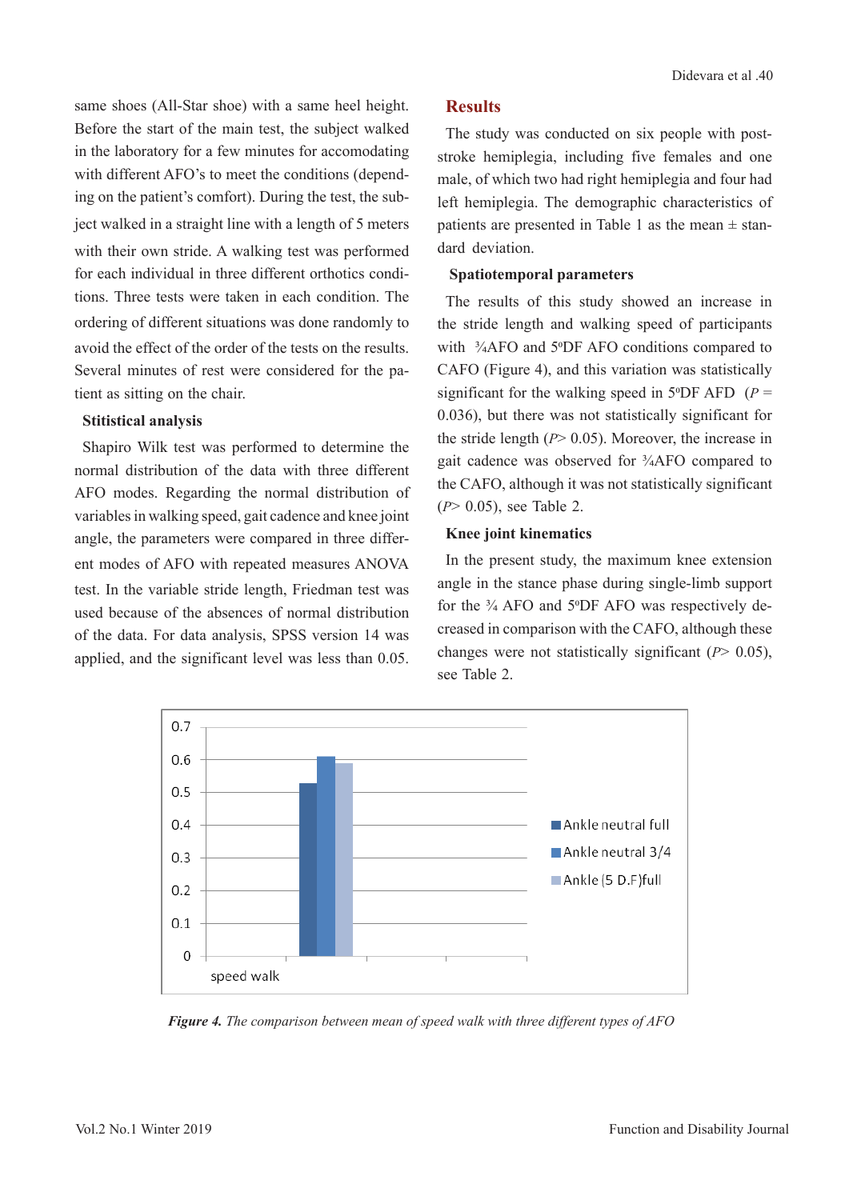same shoes (All-Star shoe) with a same heel height. Before the start of the main test, the subject walked in the laboratory for a few minutes for accomodating with different AFO's to meet the conditions (depending on the patient's comfort). During the test, the subject walked in a straight line with a length of 5 meters with their own stride. A walking test was performed for each individual in three different orthotics conditions. Three tests were taken in each condition. The ordering of different situations was done randomly to avoid the effect of the order of the tests on the results. Several minutes of rest were considered for the patient as sitting on the chair.

### Stitistical analysis

Shapiro Wilk test was performed to determine the normal distribution of the data with three different AFO modes. Regarding the normal distribution of variables in walking speed, gait cadence and knee joint angle, the parameters were compared in three different modes of AFO with repeated measures ANOVA test. In the variable stride length, Friedman test was used because of the absences of normal distribution of the data. For data analysis, SPSS version 14 was applied, and the significant level was less than 0.05.

## Results

The study was conducted on six people with post-stroke hemiplegia, including five females and one male, of which two had right hemiplegia and four had left hemiplegia. The demographic characteristics of patients are presented in Table 1 as the mean ± standard deviation.

### Spatiotemporal parameters

The results of this study showed an increase in the stride length and walking speed of participants with ¾AFO and 5ºDF AFO conditions compared to CAFO (Figure 4), and this variation was statistically significant for the walking speed in 5ºDF AFD ($P$ = 0.036), but there was not statistically significant for the stride length ($P$> 0.05). Moreover, the increase in gait cadence was observed for ¾AFO compared to the CAFO, although it was not statistically significant ($P$> 0.05), see Table 2.

### Knee joint kinematics

In the present study, the maximum knee extension angle in the stance phase during single-limb support for the ¾ AFO and 5ºDF AFO was respectively decreased in comparison with the CAFO, although these changes were not statistically significant ($P$> 0.05), see Table 2.

***Figure 4.*** *The comparison between mean of speed walk with three different types of AFO*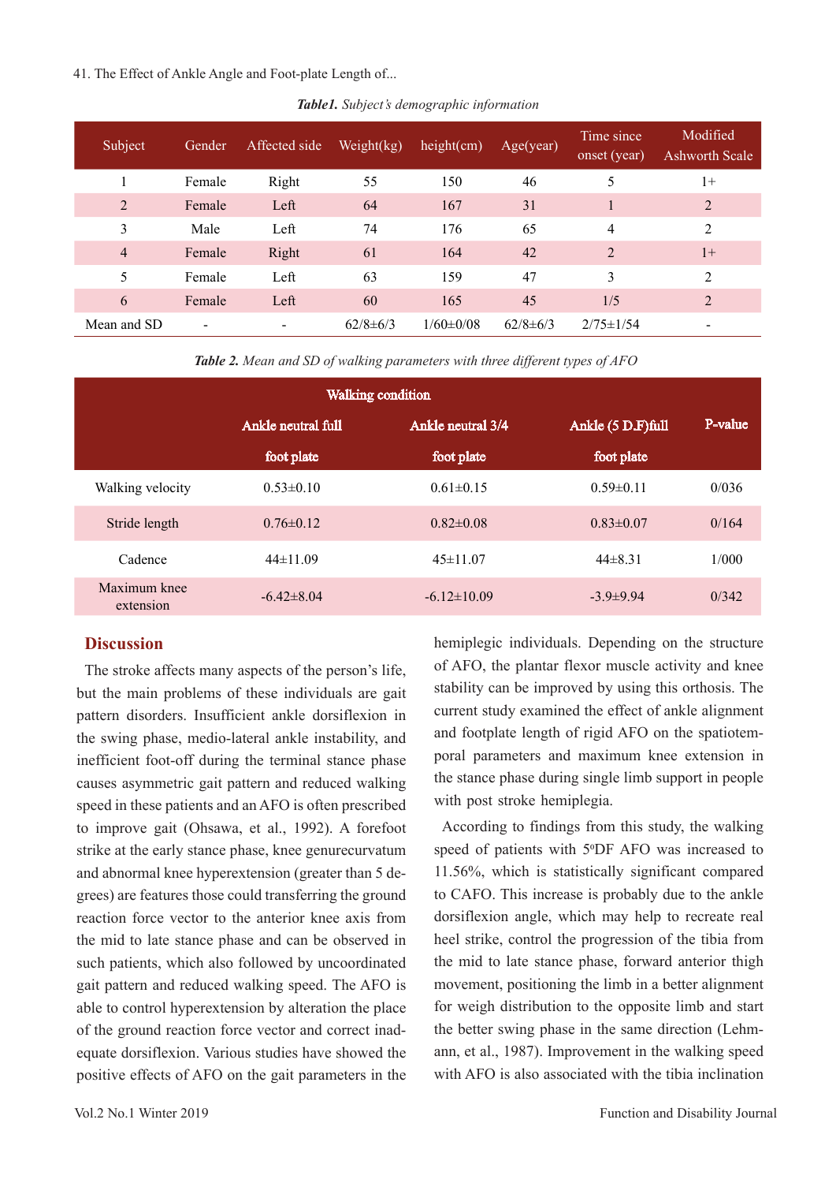***Table1.** Subject's demographic information*

| Subject | Gender | Affected side | Weight(kg) | height(cm) | Age(year) | Time since onset (year) | Modified Ashworth Scale |
|---|---|---|---|---|---|---|---|
| 1 | Female | Right | 55 | 150 | 46 | 5 | 1+ |
| 2 | Female | Left | 64 | 167 | 31 | 1 | 2 |
| 3 | Male | Left | 74 | 176 | 65 | 4 | 2 |
| 4 | Female | Right | 61 | 164 | 42 | 2 | 1+ |
| 5 | Female | Left | 63 | 159 | 47 | 3 | 2 |
| 6 | Female | Left | 60 | 165 | 45 | 1/5 | 2 |
| Mean and SD | - | - | 62/8±6/3 | 1/60±0/08 | 62/8±6/3 | 2/75±1/54 | - |

***Table 2.** Mean and SD of walking parameters with three different types of AFO*

| | Walking condition | | | |
|---|---|---|---|---|
| | Ankle neutral full foot plate | Ankle neutral 3/4 foot plate | Ankle (5 D.F)full foot plate | P-value |
| Walking velocity | 0.53±0.10 | 0.61±0.15 | 0.59±0.11 | 0/036 |
| Stride length | 0.76±0.12 | 0.82±0.08 | 0.83±0.07 | 0/164 |
| Cadence | 44±11.09 | 45±11.07 | 44±8.31 | 1/000 |
| Maximum knee extension | -6.42±8.04 | -6.12±10.09 | -3.9±9.94 | 0/342 |

## Discussion

The stroke affects many aspects of the person's life, but the main problems of these individuals are gait pattern disorders. Insufficient ankle dorsiflexion in the swing phase, medio-lateral ankle instability, and inefficient foot-off during the terminal stance phase causes asymmetric gait pattern and reduced walking speed in these patients and an AFO is often prescribed to improve gait (Ohsawa, et al., 1992). A forefoot strike at the early stance phase, knee genurecurvatum and abnormal knee hyperextension (greater than 5 degrees) are features those could transferring the ground reaction force vector to the anterior knee axis from the mid to late stance phase and can be observed in such patients, which also followed by uncoordinated gait pattern and reduced walking speed. The AFO is able to control hyperextension by alteration the place of the ground reaction force vector and correct inadequate dorsiflexion. Various studies have showed the positive effects of AFO on the gait parameters in the hemiplegic individuals. Depending on the structure of AFO, the plantar flexor muscle activity and knee stability can be improved by using this orthosis. The current study examined the effect of ankle alignment and footplate length of rigid AFO on the spatiotemporal parameters and maximum knee extension in the stance phase during single limb support in people with post stroke hemiplegia.

According to findings from this study, the walking speed of patients with 5$^{o}$DF AFO was increased to 11.56%, which is statistically significant compared to CAFO. This increase is probably due to the ankle dorsiflexion angle, which may help to recreate real heel strike, control the progression of the tibia from the mid to late stance phase, forward anterior thigh movement, positioning the limb in a better alignment for weigh distribution to the opposite limb and start the better swing phase in the same direction (Lehmann, et al., 1987). Improvement in the walking speed with AFO is also associated with the tibia inclination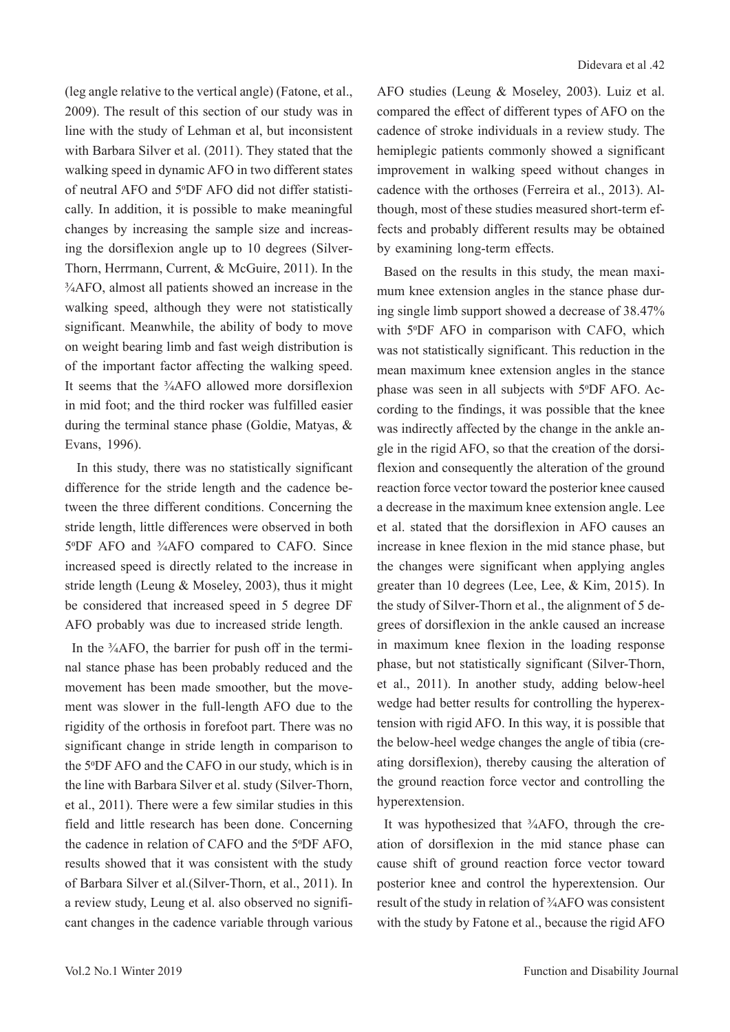(leg angle relative to the vertical angle) (Fatone, et al., 2009). The result of this section of our study was in line with the study of Lehman et al, but inconsistent with Barbara Silver et al. (2011). They stated that the walking speed in dynamic AFO in two different states of neutral AFO and 5ºDF AFO did not differ statistically. In addition, it is possible to make meaningful changes by increasing the sample size and increasing the dorsiflexion angle up to 10 degrees (Silver-Thorn, Herrmann, Current, & McGuire, 2011). In the ¾AFO, almost all patients showed an increase in the walking speed, although they were not statistically significant. Meanwhile, the ability of body to move on weight bearing limb and fast weigh distribution is of the important factor affecting the walking speed. It seems that the ¾AFO allowed more dorsiflexion in mid foot; and the third rocker was fulfilled easier during the terminal stance phase (Goldie, Matyas, & Evans, 1996).

In this study, there was no statistically significant difference for the stride length and the cadence between the three different conditions. Concerning the stride length, little differences were observed in both 5ºDF AFO and ¾AFO compared to CAFO. Since increased speed is directly related to the increase in stride length (Leung & Moseley, 2003), thus it might be considered that increased speed in 5 degree DF AFO probably was due to increased stride length.

In the ¾AFO, the barrier for push off in the terminal stance phase has been probably reduced and the movement has been made smoother, but the movement was slower in the full-length AFO due to the rigidity of the orthosis in forefoot part. There was no significant change in stride length in comparison to the 5ºDF AFO and the CAFO in our study, which is in the line with Barbara Silver et al. study (Silver-Thorn, et al., 2011). There were a few similar studies in this field and little research has been done. Concerning the cadence in relation of CAFO and the 5ºDF AFO, results showed that it was consistent with the study of Barbara Silver et al.(Silver-Thorn, et al., 2011). In a review study, Leung et al. also observed no significant changes in the cadence variable through various AFO studies (Leung & Moseley, 2003). Luiz et al. compared the effect of different types of AFO on the cadence of stroke individuals in a review study. The hemiplegic patients commonly showed a significant improvement in walking speed without changes in cadence with the orthoses (Ferreira et al., 2013). Although, most of these studies measured short-term effects and probably different results may be obtained by examining long-term effects.

Based on the results in this study, the mean maximum knee extension angles in the stance phase during single limb support showed a decrease of 38.47% with 5ºDF AFO in comparison with CAFO, which was not statistically significant. This reduction in the mean maximum knee extension angles in the stance phase was seen in all subjects with 5ºDF AFO. According to the findings, it was possible that the knee was indirectly affected by the change in the ankle angle in the rigid AFO, so that the creation of the dorsiflexion and consequently the alteration of the ground reaction force vector toward the posterior knee caused a decrease in the maximum knee extension angle. Lee et al. stated that the dorsiflexion in AFO causes an increase in knee flexion in the mid stance phase, but the changes were significant when applying angles greater than 10 degrees (Lee, Lee, & Kim, 2015). In the study of Silver-Thorn et al., the alignment of 5 degrees of dorsiflexion in the ankle caused an increase in maximum knee flexion in the loading response phase, but not statistically significant (Silver-Thorn, et al., 2011). In another study, adding below-heel wedge had better results for controlling the hyperextension with rigid AFO. In this way, it is possible that the below-heel wedge changes the angle of tibia (creating dorsiflexion), thereby causing the alteration of the ground reaction force vector and controlling the hyperextension.

It was hypothesized that ¾AFO, through the creation of dorsiflexion in the mid stance phase can cause shift of ground reaction force vector toward posterior knee and control the hyperextension. Our result of the study in relation of ¾AFO was consistent with the study by Fatone et al., because the rigid AFO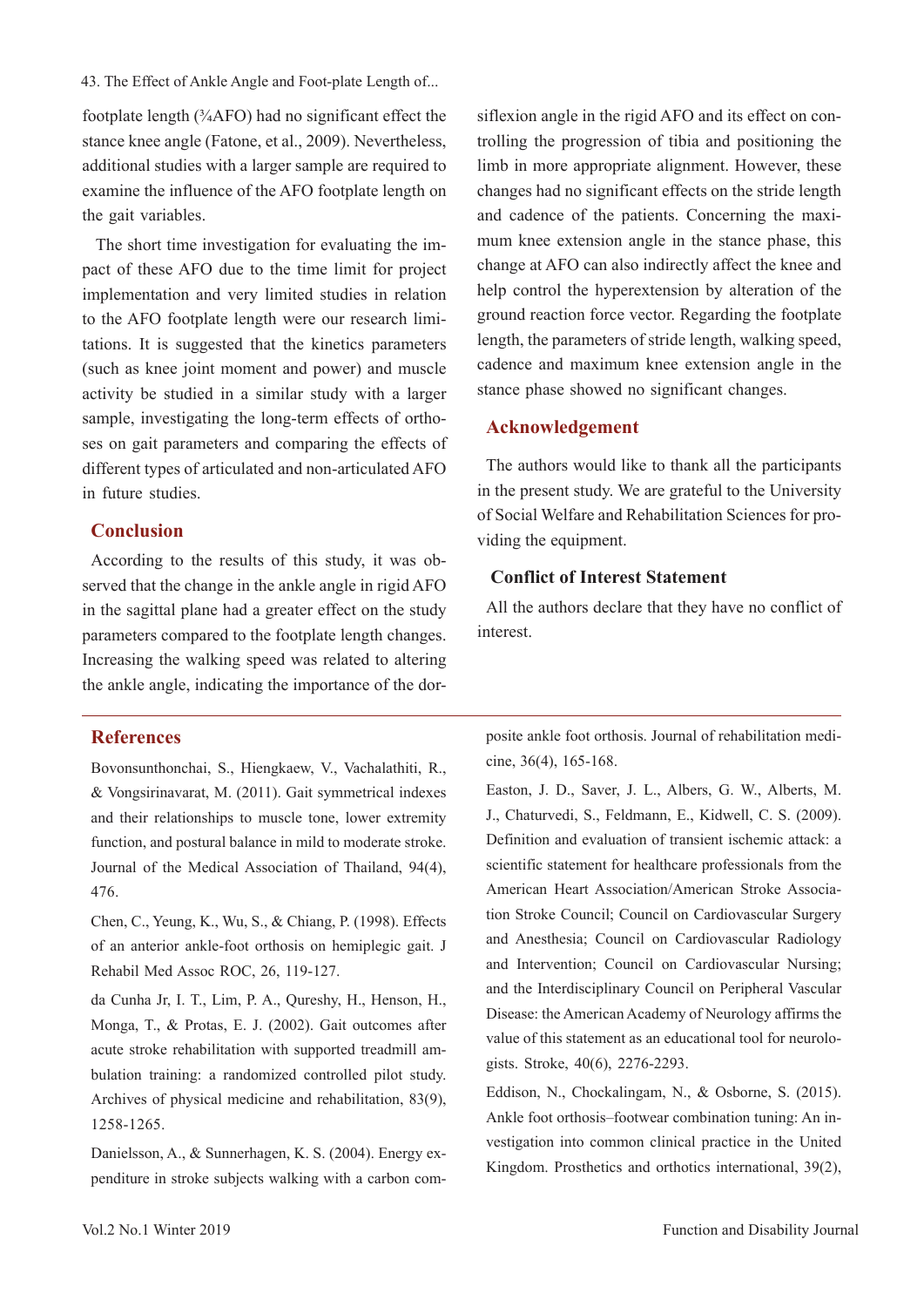footplate length (¾AFO) had no significant effect the stance knee angle (Fatone, et al., 2009). Nevertheless, additional studies with a larger sample are required to examine the influence of the AFO footplate length on the gait variables.

The short time investigation for evaluating the impact of these AFO due to the time limit for project implementation and very limited studies in relation to the AFO footplate length were our research limitations. It is suggested that the kinetics parameters (such as knee joint moment and power) and muscle activity be studied in a similar study with a larger sample, investigating the long-term effects of orthoses on gait parameters and comparing the effects of different types of articulated and non-articulated AFO in future studies.

## Conclusion

According to the results of this study, it was observed that the change in the ankle angle in rigid AFO in the sagittal plane had a greater effect on the study parameters compared to the footplate length changes. Increasing the walking speed was related to altering the ankle angle, indicating the importance of the dorsiflexion angle in the rigid AFO and its effect on controlling the progression of tibia and positioning the limb in more appropriate alignment. However, these changes had no significant effects on the stride length and cadence of the patients. Concerning the maximum knee extension angle in the stance phase, this change at AFO can also indirectly affect the knee and help control the hyperextension by alteration of the ground reaction force vector. Regarding the footplate length, the parameters of stride length, walking speed, cadence and maximum knee extension angle in the stance phase showed no significant changes.

## Acknowledgement

The authors would like to thank all the participants in the present study. We are grateful to the University of Social Welfare and Rehabilitation Sciences for providing the equipment.

## Conflict of Interest Statement

All the authors declare that they have no conflict of interest.

## References

Bovonsunthonchai, S., Hiengkaew, V., Vachalathiti, R., & Vongsirinavarat, M. (2011). Gait symmetrical indexes and their relationships to muscle tone, lower extremity function, and postural balance in mild to moderate stroke. Journal of the Medical Association of Thailand, 94(4), 476.

Chen, C., Yeung, K., Wu, S., & Chiang, P. (1998). Effects of an anterior ankle-foot orthosis on hemiplegic gait. J Rehabil Med Assoc ROC, 26, 119-127.

da Cunha Jr, I. T., Lim, P. A., Qureshy, H., Henson, H., Monga, T., & Protas, E. J. (2002). Gait outcomes after acute stroke rehabilitation with supported treadmill ambulation training: a randomized controlled pilot study. Archives of physical medicine and rehabilitation, 83(9), 1258-1265.

Danielsson, A., & Sunnerhagen, K. S. (2004). Energy expenditure in stroke subjects walking with a carbon composite ankle foot orthosis. Journal of rehabilitation medicine, 36(4), 165-168.

Easton, J. D., Saver, J. L., Albers, G. W., Alberts, M. J., Chaturvedi, S., Feldmann, E., Kidwell, C. S. (2009). Definition and evaluation of transient ischemic attack: a scientific statement for healthcare professionals from the American Heart Association/American Stroke Association Stroke Council; Council on Cardiovascular Surgery and Anesthesia; Council on Cardiovascular Radiology and Intervention; Council on Cardiovascular Nursing; and the Interdisciplinary Council on Peripheral Vascular Disease: the American Academy of Neurology affirms the value of this statement as an educational tool for neurologists. Stroke, 40(6), 2276-2293.

Eddison, N., Chockalingam, N., & Osborne, S. (2015). Ankle foot orthosis–footwear combination tuning: An investigation into common clinical practice in the United Kingdom. Prosthetics and orthotics international, 39(2),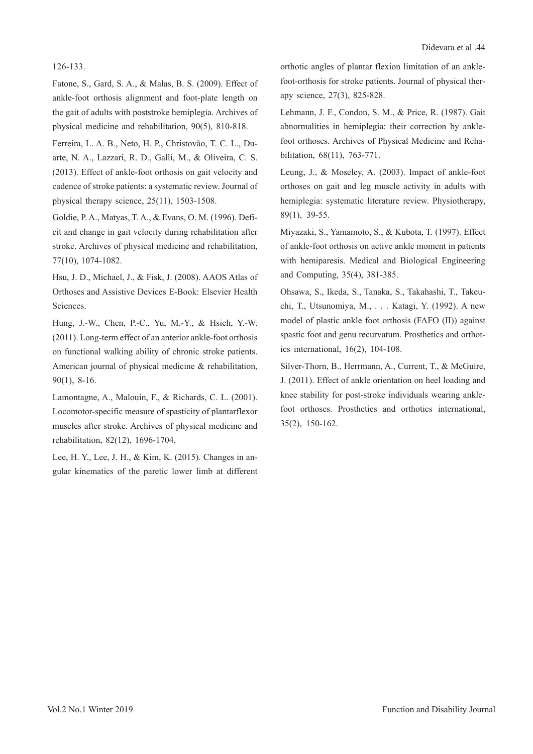126-133.

Fatone, S., Gard, S. A., & Malas, B. S. (2009). Effect of ankle-foot orthosis alignment and foot-plate length on the gait of adults with poststroke hemiplegia. Archives of physical medicine and rehabilitation, 90(5), 810-818.

Ferreira, L. A. B., Neto, H. P., Christovão, T. C. L., Duarte, N. A., Lazzari, R. D., Galli, M., & Oliveira, C. S. (2013). Effect of ankle-foot orthosis on gait velocity and cadence of stroke patients: a systematic review. Journal of physical therapy science, 25(11), 1503-1508.

Goldie, P. A., Matyas, T. A., & Evans, O. M. (1996). Deficit and change in gait velocity during rehabilitation after stroke. Archives of physical medicine and rehabilitation, 77(10), 1074-1082.

Hsu, J. D., Michael, J., & Fisk, J. (2008). AAOS Atlas of Orthoses and Assistive Devices E-Book: Elsevier Health Sciences.

Hung, J.-W., Chen, P.-C., Yu, M.-Y., & Hsieh, Y.-W. (2011). Long-term effect of an anterior ankle-foot orthosis on functional walking ability of chronic stroke patients. American journal of physical medicine & rehabilitation, 90(1), 8-16.

Lamontagne, A., Malouin, F., & Richards, C. L. (2001). Locomotor-specific measure of spasticity of plantarflexor muscles after stroke. Archives of physical medicine and rehabilitation, 82(12), 1696-1704.

Lee, H. Y., Lee, J. H., & Kim, K. (2015). Changes in angular kinematics of the paretic lower limb at different orthotic angles of plantar flexion limitation of an ankle-foot-orthosis for stroke patients. Journal of physical therapy science, 27(3), 825-828.

Lehmann, J. F., Condon, S. M., & Price, R. (1987). Gait abnormalities in hemiplegia: their correction by ankle-foot orthoses. Archives of Physical Medicine and Rehabilitation, 68(11), 763-771.

Leung, J., & Moseley, A. (2003). Impact of ankle-foot orthoses on gait and leg muscle activity in adults with hemiplegia: systematic literature review. Physiotherapy, 89(1), 39-55.

Miyazaki, S., Yamamoto, S., & Kubota, T. (1997). Effect of ankle-foot orthosis on active ankle moment in patients with hemiparesis. Medical and Biological Engineering and Computing, 35(4), 381-385.

Ohsawa, S., Ikeda, S., Tanaka, S., Takahashi, T., Takeuchi, T., Utsunomiya, M., . . . Katagi, Y. (1992). A new model of plastic ankle foot orthosis (FAFO (II)) against spastic foot and genu recurvatum. Prosthetics and orthotics international, 16(2), 104-108.

Silver-Thorn, B., Herrmann, A., Current, T., & McGuire, J. (2011). Effect of ankle orientation on heel loading and knee stability for post-stroke individuals wearing ankle-foot orthoses. Prosthetics and orthotics international, 35(2), 150-162.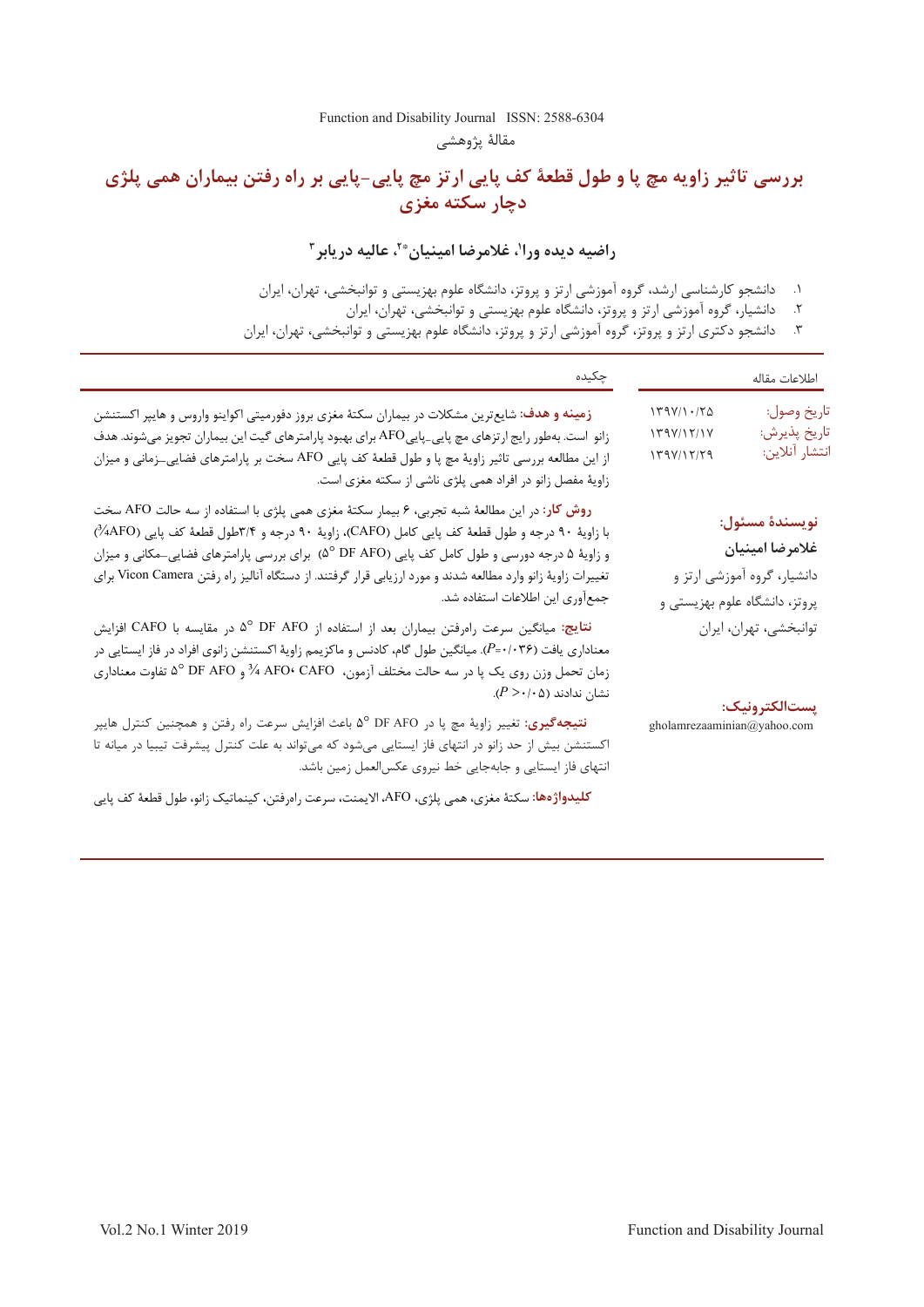Function and Disability Journal ISSN: 2588-6304

مقالهٔ پژوهشی

# بررسی تاثیر زاویه مچ پا و طول قطعهٔ کف پایی ارتز مچ پایی-پایی بر راه رفتن بیماران همی پلژی دچار سکته مغزی

**راضیه دیده ورا[۱]، غلامرضا امینیان[۲*]، عالیه دریابر[۳]**

۱. دانشجو کارشناسی ارشد، گروه آموزشی ارتز و پروتز، دانشگاه علوم بهزیستی و توانبخشی، تهران، ایران
۲. دانشیار، گروه آموزشی ارتز و پروتز، دانشگاه علوم بهزیستی و توانبخشی، تهران، ایران
۳. دانشجو دکتری ارتز و پروتز، گروه آموزشی ارتز و پروتز، دانشگاه علوم بهزیستی و توانبخشی، تهران، ایران

**اطلاعات مقاله**

تاریخ وصول: ۱۳۹۷/۱۰/۲۵
تاریخ پذیرش: ۱۳۹۷/۱۲/۱۷
انتشار آنلاین: ۱۳۹۷/۱۲/۲۹

**نویسندهٔ مسئول:**
**غلامرضا امینیان**
دانشیار، گروه آموزشی ارتز و پروتز، دانشگاه علوم بهزیستی و توانبخشی، تهران، ایران

**پست‌الکترونیک:**
gholamrezaaminian@yahoo.com

**چکیده**

**زمینه و هدف:** شایع‌ترین مشکلات در بیماران سکتهٔ مغزی بروز دفورمیتی اکواینو واروس و هایپر اکستنشن زانو است. به‌طور رایج ارتزهای مچ پایی-پاییAFO برای بهبود پارامترهای گیت این بیماران تجویز می‌شوند. هدف از این مطالعه بررسی تاثیر زاویهٔ مچ پا و طول قطعهٔ کف پایی AFO سخت بر پارامترهای فضایی-زمانی و میزان زاویهٔ مفصل زانو در افراد همی پلژی ناشی از سکته مغزی است.

**روش کار:** در این مطالعهٔ شبه تجربی، ۶ بیمار سکتهٔ مغزی همی پلژی با استفاده از سه حالت AFO سخت با زاویهٔ ۹۰ درجه و طول قطعهٔ کف پایی کامل (CAFO)، زاویهٔ ۹۰ درجه و ۳/۴طول قطعهٔ کف پایی (¾AFO) و زاویهٔ ۵ درجه دورسی و طول کامل کف پایی (5° DF AFO) برای بررسی پارامترهای فضایی-مکانی و میزان تغییرات زاویهٔ زانو وارد مطالعه شدند و مورد ارزیابی قرار گرفتند. از دستگاه آنالیز راه رفتن Vicon Camera برای جمع‌آوری این اطلاعات استفاده شد.

**نتایج:** میانگین سرعت راه‌رفتن بیماران بعد از استفاده از 5° DF AFO در مقایسه با CAFO افزایش معناداری یافت ($P$=۰/۰۳۶). میانگین طول گام، کادنس و ماکزیمم زاویهٔ اکستنشن زانوی افراد در فاز ایستایی در زمان تحمل وزن روی یک پا در سه حالت مختلف آزمون، CAFO، ¾ AFO و 5° DF AFO تفاوت معناداری نشان ندادند ($P$ >۰/۰۵).

**نتیجه‌گیری:** تغییر زاویهٔ مچ پا در 5° DF AFO باعث افزایش سرعت راه رفتن و همچنین کنترل هایپر اکستنشن بیش از حد زانو در انتهای فاز ایستایی می‌شود که می‌تواند به علت کنترل پیشرفت تیبیا در میانه تا انتهای فاز ایستایی و جابه‌جایی خط نیروی عکس‌العمل زمین باشد.

**کلیدواژه‌ها:** سکتهٔ مغزی، همی پلژی، AFO، الایمنت، سرعت راه‌رفتن، کینماتیک زانو، طول قطعهٔ کف پایی